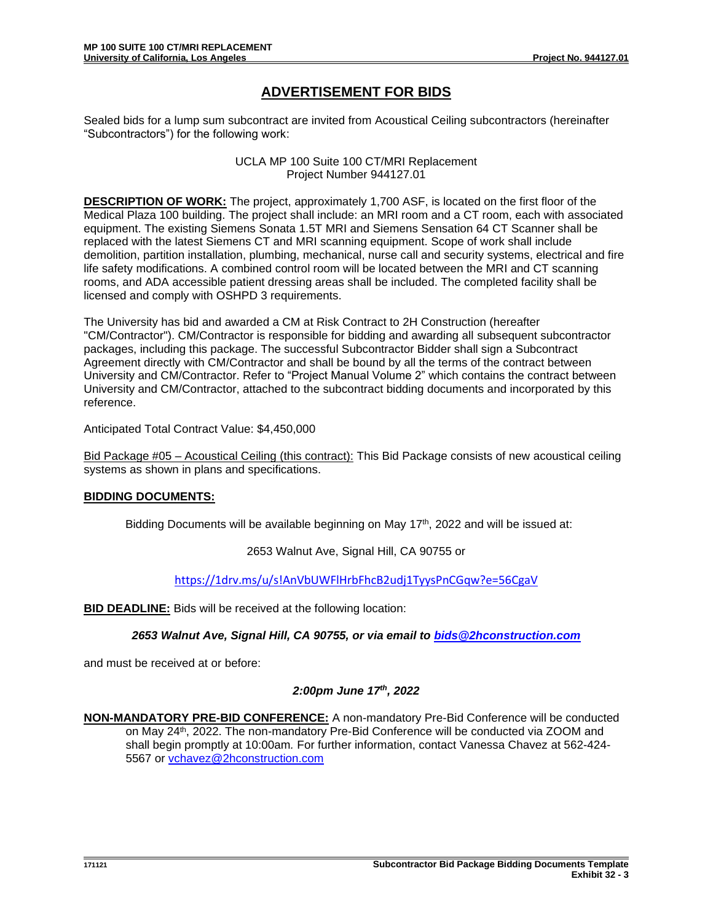# ADVERTISEMENT FOR BIDS

Sealed bids for a lump sum subcontract are invited from Acoustical Ceiling subcontractors (hereinafter “Subcontractors”) for the following work:

UCLA MP 100 Suite 100 CT/MRI Replacement
Project Number 944127.01

**DESCRIPTION OF WORK:** The project, approximately 1,700 ASF, is located on the first floor of the Medical Plaza 100 building. The project shall include: an MRI room and a CT room, each with associated equipment. The existing Siemens Sonata 1.5T MRI and Siemens Sensation 64 CT Scanner shall be replaced with the latest Siemens CT and MRI scanning equipment. Scope of work shall include demolition, partition installation, plumbing, mechanical, nurse call and security systems, electrical and fire life safety modifications. A combined control room will be located between the MRI and CT scanning rooms, and ADA accessible patient dressing areas shall be included. The completed facility shall be licensed and comply with OSHPD 3 requirements.

The University has bid and awarded a CM at Risk Contract to 2H Construction (hereafter "CM/Contractor"). CM/Contractor is responsible for bidding and awarding all subsequent subcontractor packages, including this package. The successful Subcontractor Bidder shall sign a Subcontract Agreement directly with CM/Contractor and shall be bound by all the terms of the contract between University and CM/Contractor. Refer to “Project Manual Volume 2” which contains the contract between University and CM/Contractor, attached to the subcontract bidding documents and incorporated by this reference.

Anticipated Total Contract Value: $4,450,000

Bid Package #05 – Acoustical Ceiling (this contract): This Bid Package consists of new acoustical ceiling systems as shown in plans and specifications.

**BIDDING DOCUMENTS:**

Bidding Documents will be available beginning on May 17th, 2022 and will be issued at:

2653 Walnut Ave, Signal Hill, CA 90755 or

https://1drv.ms/u/s!AnVbUWFlHrbFhcB2udj1TyysPnCGqw?e=56CgaV

**BID DEADLINE:** Bids will be received at the following location:

***2653 Walnut Ave, Signal Hill, CA 90755, or via email to bids@2hconstruction.com***

and must be received at or before:

***2:00pm June 17th, 2022***

**NON-MANDATORY PRE-BID CONFERENCE:** A non-mandatory Pre-Bid Conference will be conducted on May 24th, 2022. The non-mandatory Pre-Bid Conference will be conducted via ZOOM and shall begin promptly at 10:00am. For further information, contact Vanessa Chavez at 562-424-5567 or vchavez@2hconstruction.com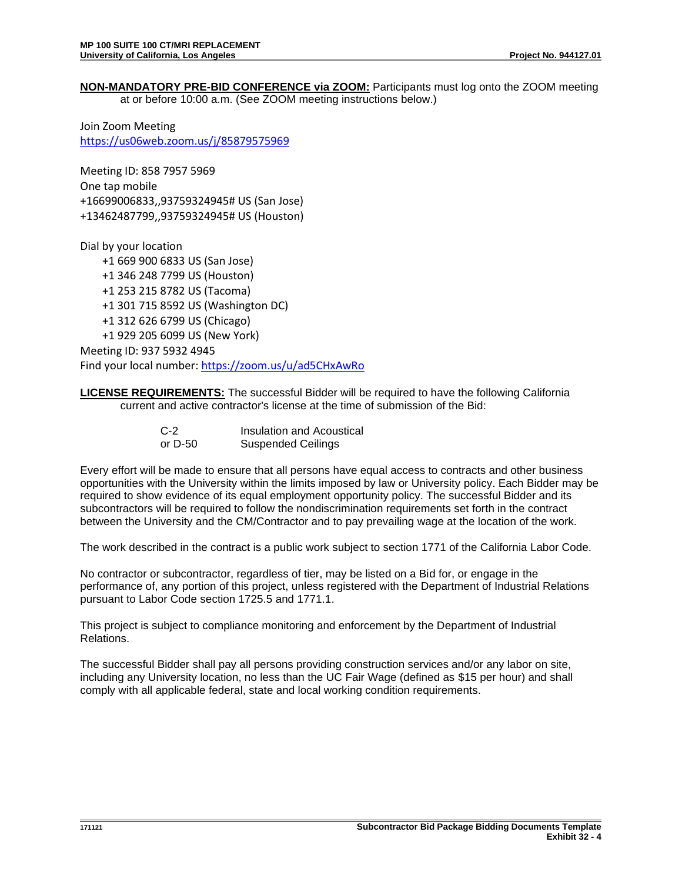**NON-MANDATORY PRE-BID CONFERENCE via ZOOM:** Participants must log onto the ZOOM meeting at or before 10:00 a.m. (See ZOOM meeting instructions below.)

Join Zoom Meeting
https://us06web.zoom.us/j/85879575969

Meeting ID: 858 7957 5969
One tap mobile
+16699006833,,93759324945# US (San Jose)
+13462487799,,93759324945# US (Houston)

Dial by your location
+1 669 900 6833 US (San Jose)
+1 346 248 7799 US (Houston)
+1 253 215 8782 US (Tacoma)
+1 301 715 8592 US (Washington DC)
+1 312 626 6799 US (Chicago)
+1 929 205 6099 US (New York)
Meeting ID: 937 5932 4945
Find your local number: https://zoom.us/u/ad5CHxAwRo

**LICENSE REQUIREMENTS:** The successful Bidder will be required to have the following California current and active contractor's license at the time of submission of the Bid:

| | |
|---|---|
| C-2 | Insulation and Acoustical |
| or D-50 | Suspended Ceilings |

Every effort will be made to ensure that all persons have equal access to contracts and other business opportunities with the University within the limits imposed by law or University policy. Each Bidder may be required to show evidence of its equal employment opportunity policy. The successful Bidder and its subcontractors will be required to follow the nondiscrimination requirements set forth in the contract between the University and the CM/Contractor and to pay prevailing wage at the location of the work.

The work described in the contract is a public work subject to section 1771 of the California Labor Code.

No contractor or subcontractor, regardless of tier, may be listed on a Bid for, or engage in the performance of, any portion of this project, unless registered with the Department of Industrial Relations pursuant to Labor Code section 1725.5 and 1771.1.

This project is subject to compliance monitoring and enforcement by the Department of Industrial Relations.

The successful Bidder shall pay all persons providing construction services and/or any labor on site, including any University location, no less than the UC Fair Wage (defined as $15 per hour) and shall comply with all applicable federal, state and local working condition requirements.